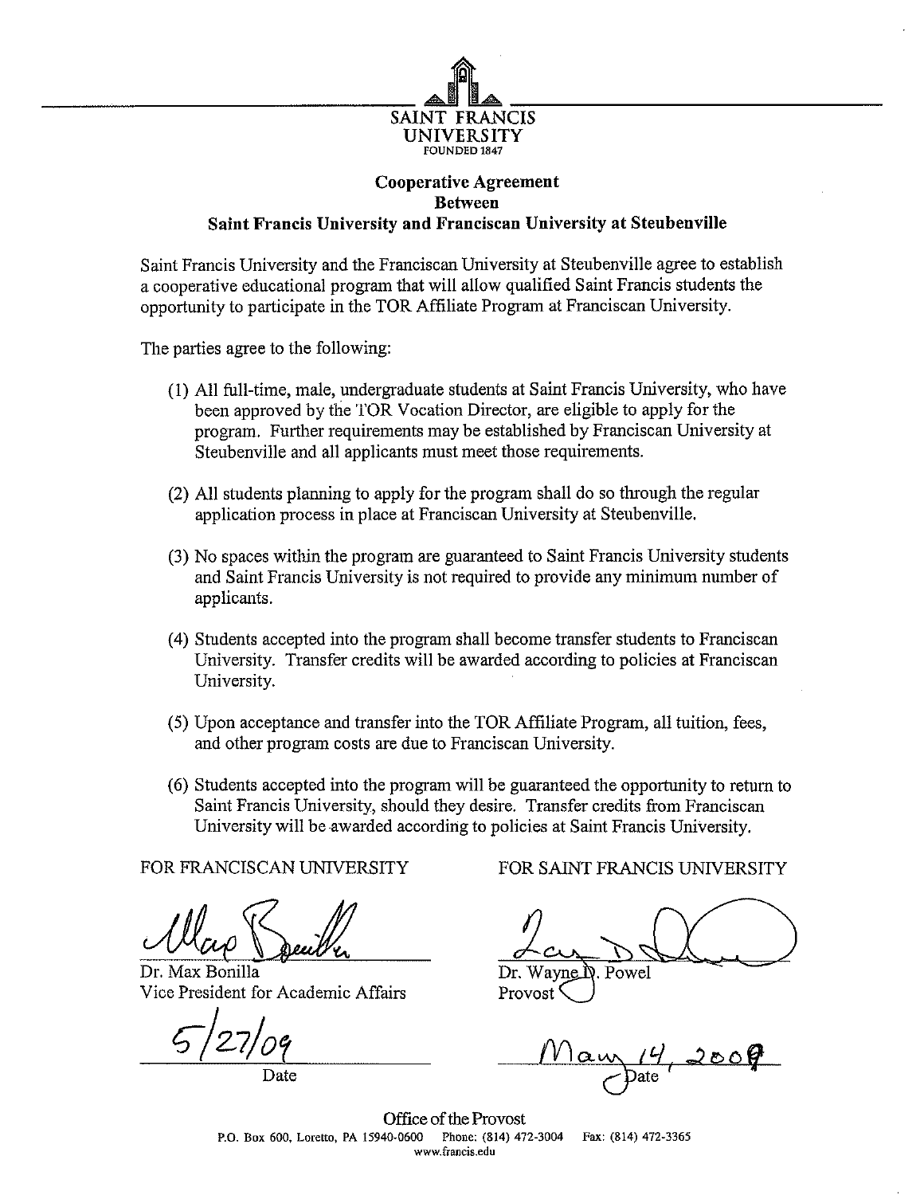SAINT FRANCIS UNIVERSITY
FOUNDED 1847

# Cooperative Agreement Between Saint Francis University and Franciscan University at Steubenville

Saint Francis University and the Franciscan University at Steubenville agree to establish a cooperative educational program that will allow qualified Saint Francis students the opportunity to participate in the TOR Affiliate Program at Franciscan University.

The parties agree to the following:

(1) All full-time, male, undergraduate students at Saint Francis University, who have been approved by the TOR Vocation Director, are eligible to apply for the program. Further requirements may be established by Franciscan University at Steubenville and all applicants must meet those requirements.

(2) All students planning to apply for the program shall do so through the regular application process in place at Franciscan University at Steubenville.

(3) No spaces within the program are guaranteed to Saint Francis University students and Saint Francis University is not required to provide any minimum number of applicants.

(4) Students accepted into the program shall become transfer students to Franciscan University. Transfer credits will be awarded according to policies at Franciscan University.

(5) Upon acceptance and transfer into the TOR Affiliate Program, all tuition, fees, and other program costs are due to Franciscan University.

(6) Students accepted into the program will be guaranteed the opportunity to return to Saint Francis University, should they desire. Transfer credits from Franciscan University will be awarded according to policies at Saint Francis University.

FOR FRANCISCAN UNIVERSITY

Dr. Max Bonilla
Vice President for Academic Affairs

5/27/09
Date

FOR SAINT FRANCIS UNIVERSITY

Dr. Wayne D. Powel
Provost

May 14, 2009
Date

Office of the Provost
P.O. Box 600, Loretto, PA 15940-0600 Phone: (814) 472-3004 Fax: (814) 472-3365
www.francis.edu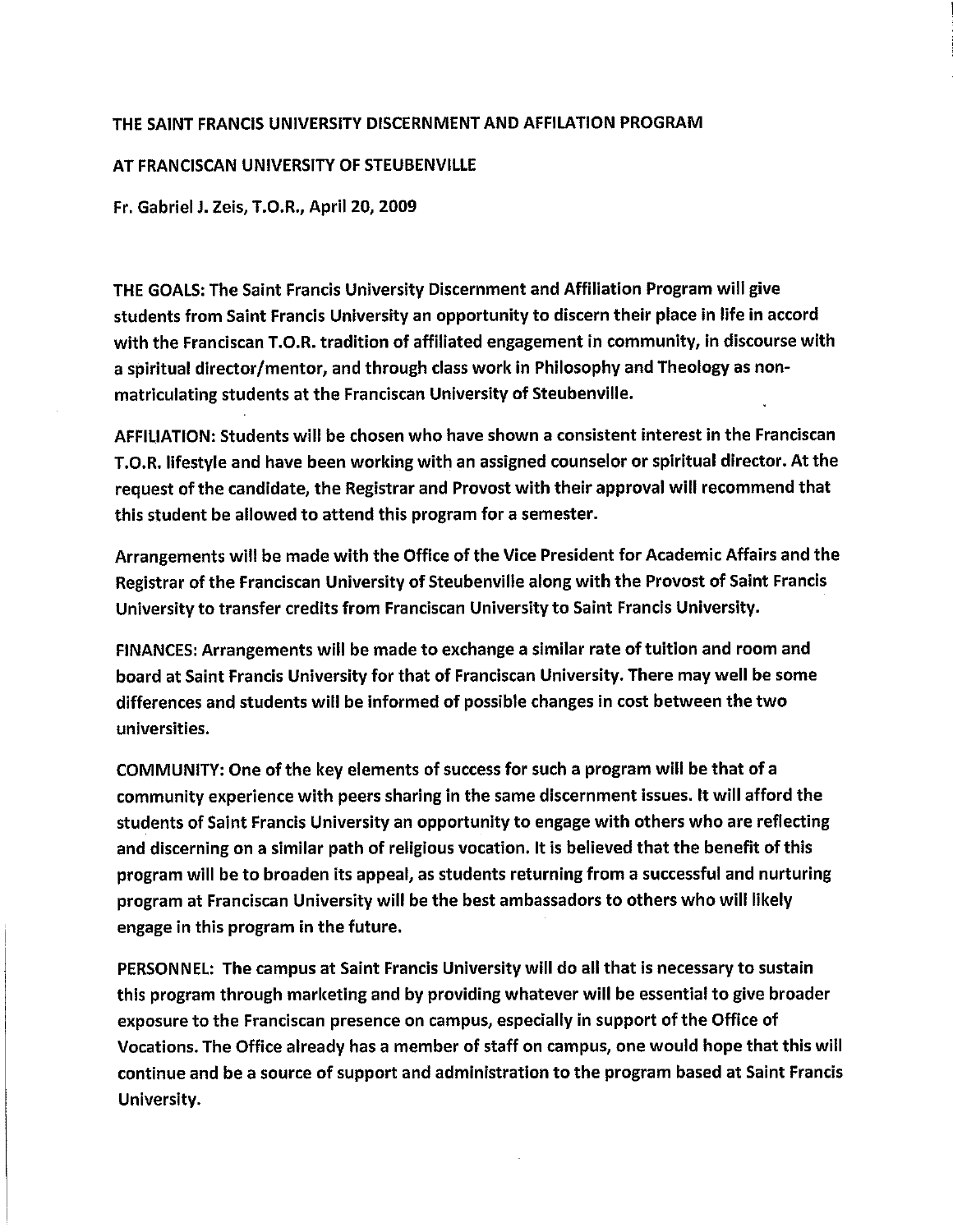THE SAINT FRANCIS UNIVERSITY DISCERNMENT AND AFFILATION PROGRAM

AT FRANCISCAN UNIVERSITY OF STEUBENVILLE

Fr. Gabriel J. Zeis, T.O.R., April 20, 2009

THE GOALS: The Saint Francis University Discernment and Affiliation Program will give students from Saint Francis University an opportunity to discern their place in life in accord with the Franciscan T.O.R. tradition of affiliated engagement in community, in discourse with a spiritual director/mentor, and through class work in Philosophy and Theology as non-matriculating students at the Franciscan University of Steubenville.

AFFILIATION: Students will be chosen who have shown a consistent interest in the Franciscan T.O.R. lifestyle and have been working with an assigned counselor or spiritual director. At the request of the candidate, the Registrar and Provost with their approval will recommend that this student be allowed to attend this program for a semester.

Arrangements will be made with the Office of the Vice President for Academic Affairs and the Registrar of the Franciscan University of Steubenville along with the Provost of Saint Francis University to transfer credits from Franciscan University to Saint Francis University.

FINANCES: Arrangements will be made to exchange a similar rate of tuition and room and board at Saint Francis University for that of Franciscan University. There may well be some differences and students will be informed of possible changes in cost between the two universities.

COMMUNITY: One of the key elements of success for such a program will be that of a community experience with peers sharing in the same discernment issues. It will afford the students of Saint Francis University an opportunity to engage with others who are reflecting and discerning on a similar path of religious vocation. It is believed that the benefit of this program will be to broaden its appeal, as students returning from a successful and nurturing program at Franciscan University will be the best ambassadors to others who will likely engage in this program in the future.

PERSONNEL: The campus at Saint Francis University will do all that is necessary to sustain this program through marketing and by providing whatever will be essential to give broader exposure to the Franciscan presence on campus, especially in support of the Office of Vocations. The Office already has a member of staff on campus, one would hope that this will continue and be a source of support and administration to the program based at Saint Francis University.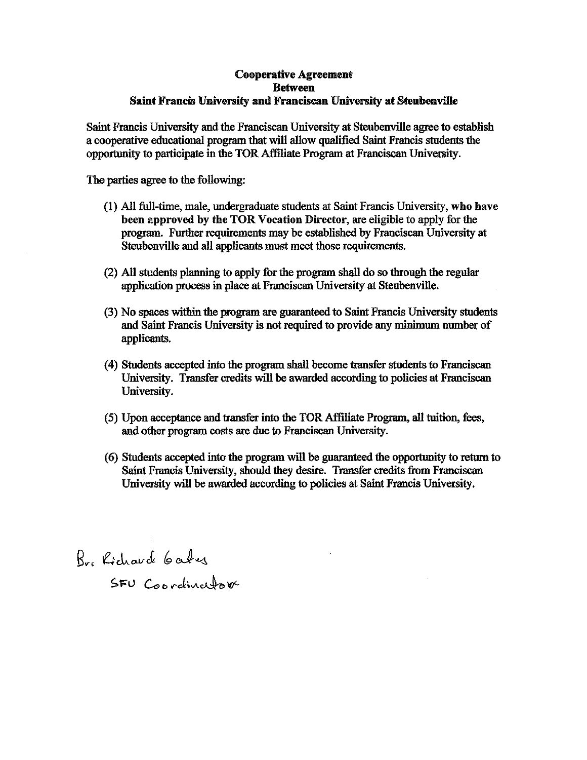**Cooperative Agreement**
**Between**
**Saint Francis University and Franciscan University at Steubenville**

Saint Francis University and the Franciscan University at Steubenville agree to establish a cooperative educational program that will allow qualified Saint Francis students the opportunity to participate in the TOR Affiliate Program at Franciscan University.

The parties agree to the following:

(1) All full-time, male, undergraduate students at Saint Francis University, **who have been approved by the TOR Vocation Director**, are eligible to apply for the program. Further requirements may be established by Franciscan University at Steubenville and all applicants must meet those requirements.

(2) All students planning to apply for the program shall do so through the regular application process in place at Franciscan University at Steubenville.

(3) No spaces within the program are guaranteed to Saint Francis University students and Saint Francis University is not required to provide any minimum number of applicants.

(4) Students accepted into the program shall become transfer students to Franciscan University. Transfer credits will be awarded according to policies at Franciscan University.

(5) Upon acceptance and transfer into the TOR Affiliate Program, all tuition, fees, and other program costs are due to Franciscan University.

(6) Students accepted into the program will be guaranteed the opportunity to return to Saint Francis University, should they desire. Transfer credits from Franciscan University will be awarded according to policies at Saint Francis University.

Br. Richard Gates
SFU Coordinator